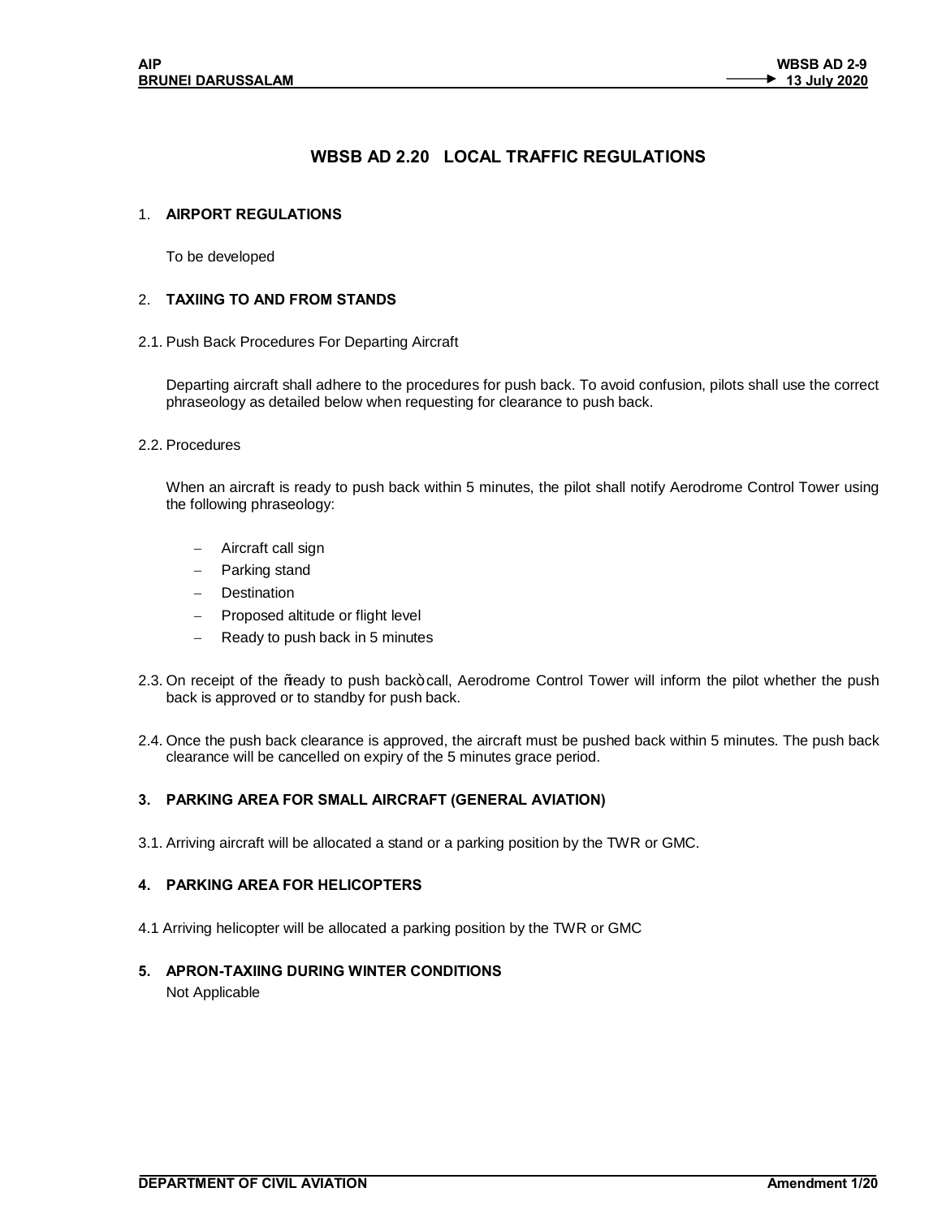# WBSB AD 2.20 LOCAL TRAFFIC REGULATIONS

## 1. AIRPORT REGULATIONS

To be developed

## 2. TAXIING TO AND FROM STANDS

2.1. Push Back Procedures For Departing Aircraft

Departing aircraft shall adhere to the procedures for push back. To avoid confusion, pilots shall use the correct phraseology as detailed below when requesting for clearance to push back.

2.2. Procedures

When an aircraft is ready to push back within 5 minutes, the pilot shall notify Aerodrome Control Tower using the following phraseology:

- Aircraft call sign
- Parking stand
- Destination
- Proposed altitude or flight level
- Ready to push back in 5 minutes

2.3. On receipt of the "ready to push back" call, Aerodrome Control Tower will inform the pilot whether the push back is approved or to standby for push back.

2.4. Once the push back clearance is approved, the aircraft must be pushed back within 5 minutes. The push back clearance will be cancelled on expiry of the 5 minutes grace period.

## 3. PARKING AREA FOR SMALL AIRCRAFT (GENERAL AVIATION)

3.1. Arriving aircraft will be allocated a stand or a parking position by the TWR or GMC.

## 4. PARKING AREA FOR HELICOPTERS

4.1 Arriving helicopter will be allocated a parking position by the TWR or GMC

## 5. APRON-TAXIING DURING WINTER CONDITIONS

Not Applicable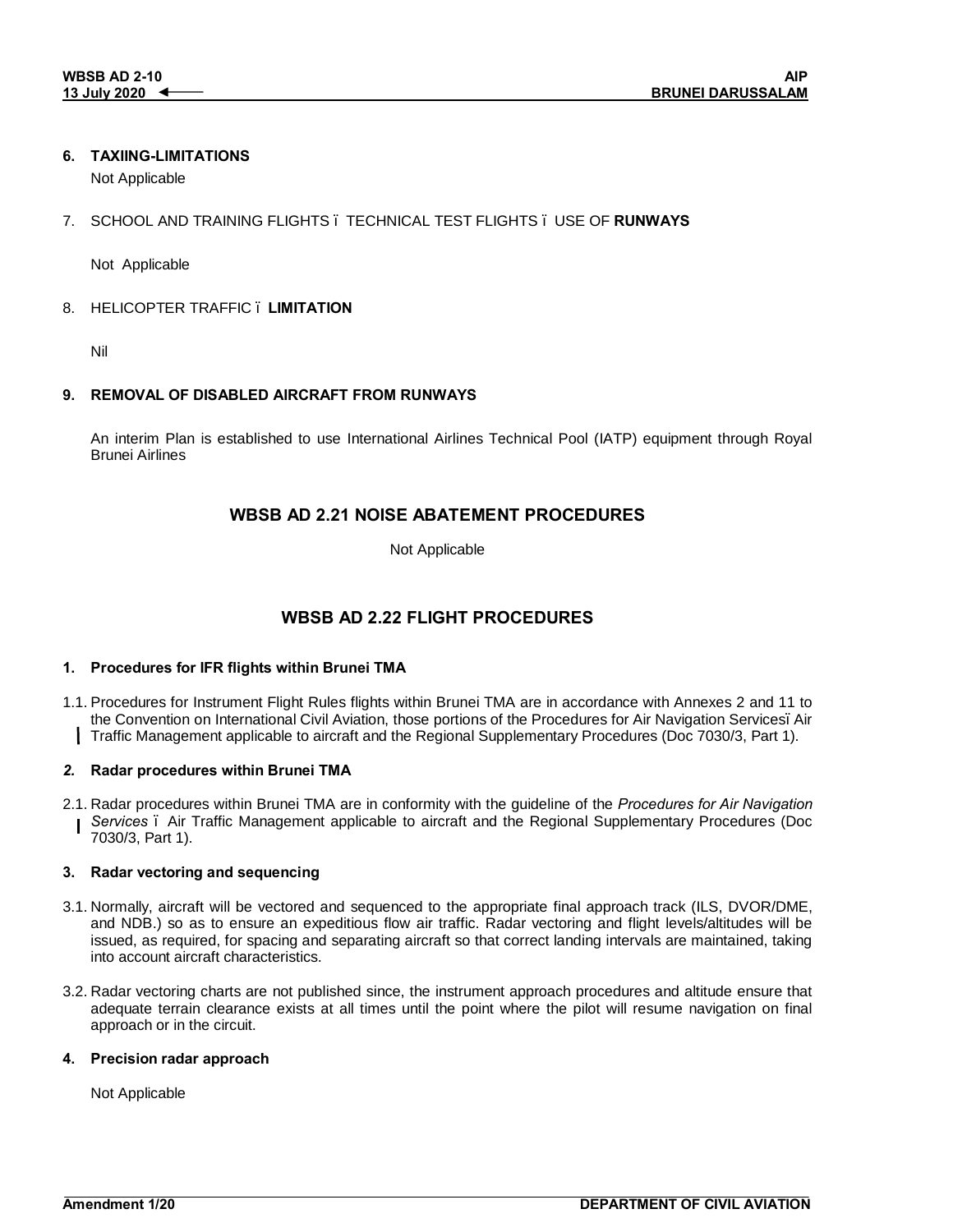**6. TAXIING-LIMITATIONS**

Not Applicable

7. SCHOOL AND TRAINING FLIGHTS – TECHNICAL TEST FLIGHTS – USE OF **RUNWAYS**

Not Applicable

8. HELICOPTER TRAFFIC – **LIMITATION**

Nil

**9. REMOVAL OF DISABLED AIRCRAFT FROM RUNWAYS**

An interim Plan is established to use International Airlines Technical Pool (IATP) equipment through Royal Brunei Airlines

## WBSB AD 2.21 NOISE ABATEMENT PROCEDURES

Not Applicable

## WBSB AD 2.22 FLIGHT PROCEDURES

**1. Procedures for IFR flights within Brunei TMA**

1.1. Procedures for Instrument Flight Rules flights within Brunei TMA are in accordance with Annexes 2 and 11 to the Convention on International Civil Aviation, those portions of the Procedures for Air Navigation Services – Air Traffic Management applicable to aircraft and the Regional Supplementary Procedures (Doc 7030/3, Part 1).

***2.* Radar procedures within Brunei TMA**

2.1. Radar procedures within Brunei TMA are in conformity with the guideline of the *Procedures for Air Navigation Services* – Air Traffic Management applicable to aircraft and the Regional Supplementary Procedures (Doc 7030/3, Part 1).

**3. Radar vectoring and sequencing**

3.1. Normally, aircraft will be vectored and sequenced to the appropriate final approach track (ILS, DVOR/DME, and NDB.) so as to ensure an expeditious flow air traffic. Radar vectoring and flight levels/altitudes will be issued, as required, for spacing and separating aircraft so that correct landing intervals are maintained, taking into account aircraft characteristics.

3.2. Radar vectoring charts are not published since, the instrument approach procedures and altitude ensure that adequate terrain clearance exists at all times until the point where the pilot will resume navigation on final approach or in the circuit.

**4. Precision radar approach**

Not Applicable